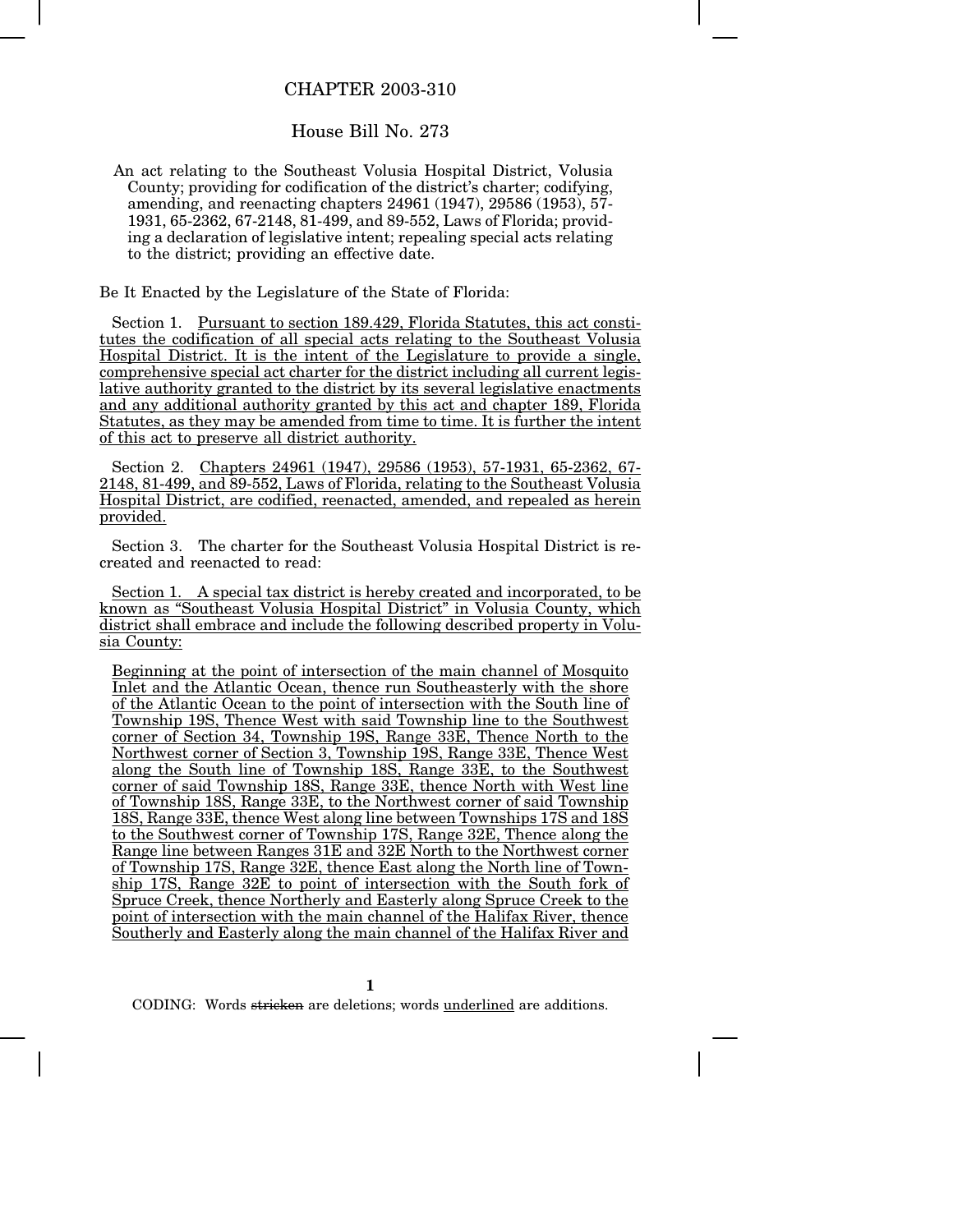# CHAPTER 2003-310

## House Bill No. 273

An act relating to the Southeast Volusia Hospital District, Volusia County; providing for codification of the district's charter; codifying, amending, and reenacting chapters 24961 (1947), 29586 (1953), 57-1931, 65-2362, 67-2148, 81-499, and 89-552, Laws of Florida; providing a declaration of legislative intent; repealing special acts relating to the district; providing an effective date.

Be It Enacted by the Legislature of the State of Florida:

Section 1. Pursuant to section 189.429, Florida Statutes, this act constitutes the codification of all special acts relating to the Southeast Volusia Hospital District. It is the intent of the Legislature to provide a single, comprehensive special act charter for the district including all current legislative authority granted to the district by its several legislative enactments and any additional authority granted by this act and chapter 189, Florida Statutes, as they may be amended from time to time. It is further the intent of this act to preserve all district authority.

Section 2. Chapters 24961 (1947), 29586 (1953), 57-1931, 65-2362, 67-2148, 81-499, and 89-552, Laws of Florida, relating to the Southeast Volusia Hospital District, are codified, reenacted, amended, and repealed as herein provided.

Section 3. The charter for the Southeast Volusia Hospital District is recreated and reenacted to read:

Section 1. A special tax district is hereby created and incorporated, to be known as "Southeast Volusia Hospital District" in Volusia County, which district shall embrace and include the following described property in Volusia County:

Beginning at the point of intersection of the main channel of Mosquito Inlet and the Atlantic Ocean, thence run Southeasterly with the shore of the Atlantic Ocean to the point of intersection with the South line of Township 19S, Thence West with said Township line to the Southwest corner of Section 34, Township 19S, Range 33E, Thence North to the Northwest corner of Section 3, Township 19S, Range 33E, Thence West along the South line of Township 18S, Range 33E, to the Southwest corner of said Township 18S, Range 33E, thence North with West line of Township 18S, Range 33E, to the Northwest corner of said Township 18S, Range 33E, thence West along line between Townships 17S and 18S to the Southwest corner of Township 17S, Range 32E, Thence along the Range line between Ranges 31E and 32E North to the Northwest corner of Township 17S, Range 32E, thence East along the North line of Township 17S, Range 32E to point of intersection with the South fork of Spruce Creek, thence Northerly and Easterly along Spruce Creek to the point of intersection with the main channel of the Halifax River, thence Southerly and Easterly along the main channel of the Halifax River and

CODING: Words ~~stricken~~ are deletions; words underlined are additions.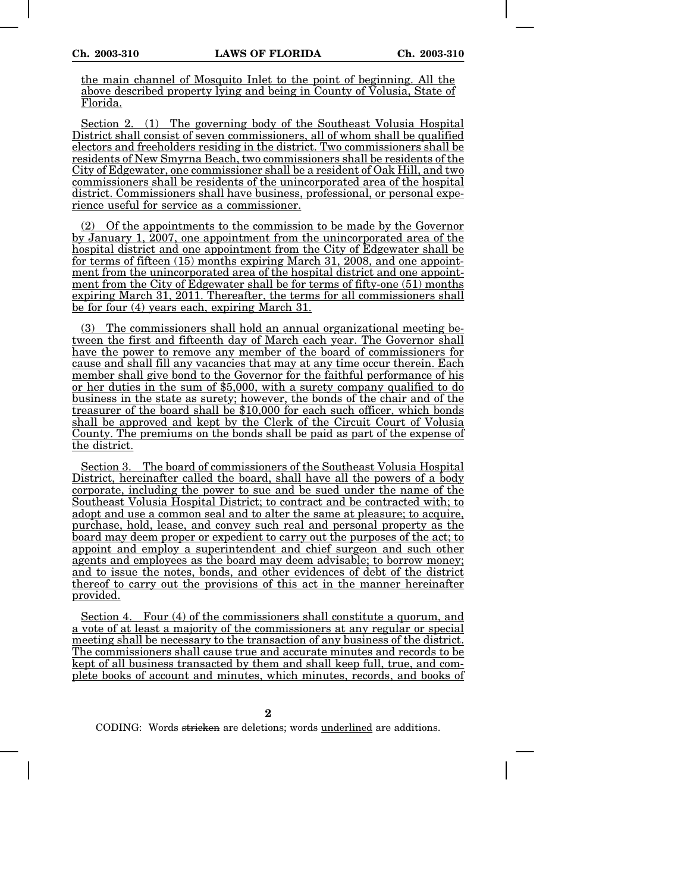the main channel of Mosquito Inlet to the point of beginning. All the above described property lying and being in County of Volusia, State of Florida.

Section 2. (1) The governing body of the Southeast Volusia Hospital District shall consist of seven commissioners, all of whom shall be qualified electors and freeholders residing in the district. Two commissioners shall be residents of New Smyrna Beach, two commissioners shall be residents of the City of Edgewater, one commissioner shall be a resident of Oak Hill, and two commissioners shall be residents of the unincorporated area of the hospital district. Commissioners shall have business, professional, or personal experience useful for service as a commissioner.

(2) Of the appointments to the commission to be made by the Governor by January 1, 2007, one appointment from the unincorporated area of the hospital district and one appointment from the City of Edgewater shall be for terms of fifteen (15) months expiring March 31, 2008, and one appointment from the unincorporated area of the hospital district and one appointment from the City of Edgewater shall be for terms of fifty-one (51) months expiring March 31, 2011. Thereafter, the terms for all commissioners shall be for four (4) years each, expiring March 31.

(3) The commissioners shall hold an annual organizational meeting between the first and fifteenth day of March each year. The Governor shall have the power to remove any member of the board of commissioners for cause and shall fill any vacancies that may at any time occur therein. Each member shall give bond to the Governor for the faithful performance of his or her duties in the sum of $5,000, with a surety company qualified to do business in the state as surety; however, the bonds of the chair and of the treasurer of the board shall be $10,000 for each such officer, which bonds shall be approved and kept by the Clerk of the Circuit Court of Volusia County. The premiums on the bonds shall be paid as part of the expense of the district.

Section 3. The board of commissioners of the Southeast Volusia Hospital District, hereinafter called the board, shall have all the powers of a body corporate, including the power to sue and be sued under the name of the Southeast Volusia Hospital District; to contract and be contracted with; to adopt and use a common seal and to alter the same at pleasure; to acquire, purchase, hold, lease, and convey such real and personal property as the board may deem proper or expedient to carry out the purposes of the act; to appoint and employ a superintendent and chief surgeon and such other agents and employees as the board may deem advisable; to borrow money; and to issue the notes, bonds, and other evidences of debt of the district thereof to carry out the provisions of this act in the manner hereinafter provided.

Section 4. Four (4) of the commissioners shall constitute a quorum, and a vote of at least a majority of the commissioners at any regular or special meeting shall be necessary to the transaction of any business of the district. The commissioners shall cause true and accurate minutes and records to be kept of all business transacted by them and shall keep full, true, and complete books of account and minutes, which minutes, records, and books of

CODING: Words stricken are deletions; words underlined are additions.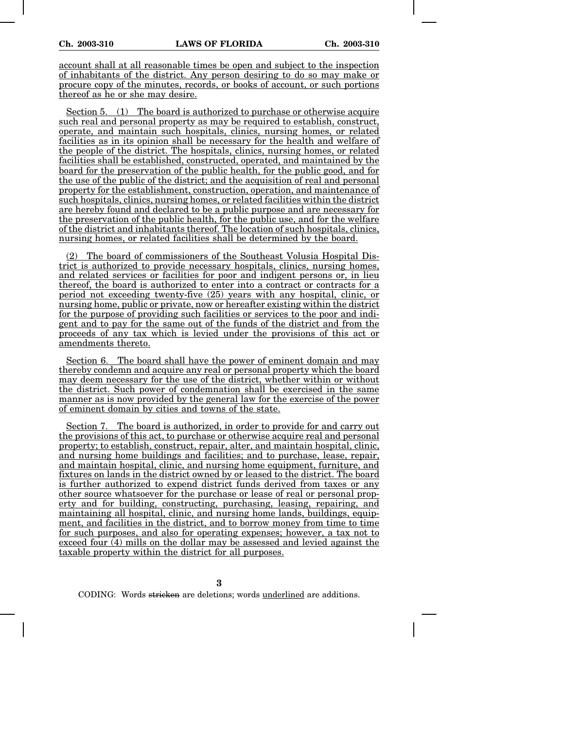account shall at all reasonable times be open and subject to the inspection of inhabitants of the district. Any person desiring to do so may make or procure copy of the minutes, records, or books of account, or such portions thereof as he or she may desire.

Section 5. (1) The board is authorized to purchase or otherwise acquire such real and personal property as may be required to establish, construct, operate, and maintain such hospitals, clinics, nursing homes, or related facilities as in its opinion shall be necessary for the health and welfare of the people of the district. The hospitals, clinics, nursing homes, or related facilities shall be established, constructed, operated, and maintained by the board for the preservation of the public health, for the public good, and for the use of the public of the district; and the acquisition of real and personal property for the establishment, construction, operation, and maintenance of such hospitals, clinics, nursing homes, or related facilities within the district are hereby found and declared to be a public purpose and are necessary for the preservation of the public health, for the public use, and for the welfare of the district and inhabitants thereof. The location of such hospitals, clinics, nursing homes, or related facilities shall be determined by the board.

(2) The board of commissioners of the Southeast Volusia Hospital District is authorized to provide necessary hospitals, clinics, nursing homes, and related services or facilities for poor and indigent persons or, in lieu thereof, the board is authorized to enter into a contract or contracts for a period not exceeding twenty-five (25) years with any hospital, clinic, or nursing home, public or private, now or hereafter existing within the district for the purpose of providing such facilities or services to the poor and indigent and to pay for the same out of the funds of the district and from the proceeds of any tax which is levied under the provisions of this act or amendments thereto.

Section 6. The board shall have the power of eminent domain and may thereby condemn and acquire any real or personal property which the board may deem necessary for the use of the district, whether within or without the district. Such power of condemnation shall be exercised in the same manner as is now provided by the general law for the exercise of the power of eminent domain by cities and towns of the state.

Section 7. The board is authorized, in order to provide for and carry out the provisions of this act, to purchase or otherwise acquire real and personal property; to establish, construct, repair, alter, and maintain hospital, clinic, and nursing home buildings and facilities; and to purchase, lease, repair, and maintain hospital, clinic, and nursing home equipment, furniture, and fixtures on lands in the district owned by or leased to the district. The board is further authorized to expend district funds derived from taxes or any other source whatsoever for the purchase or lease of real or personal property and for building, constructing, purchasing, leasing, repairing, and maintaining all hospital, clinic, and nursing home lands, buildings, equipment, and facilities in the district, and to borrow money from time to time for such purposes, and also for operating expenses; however, a tax not to exceed four (4) mills on the dollar may be assessed and levied against the taxable property within the district for all purposes.

CODING: Words ~~stricken~~ are deletions; words underlined are additions.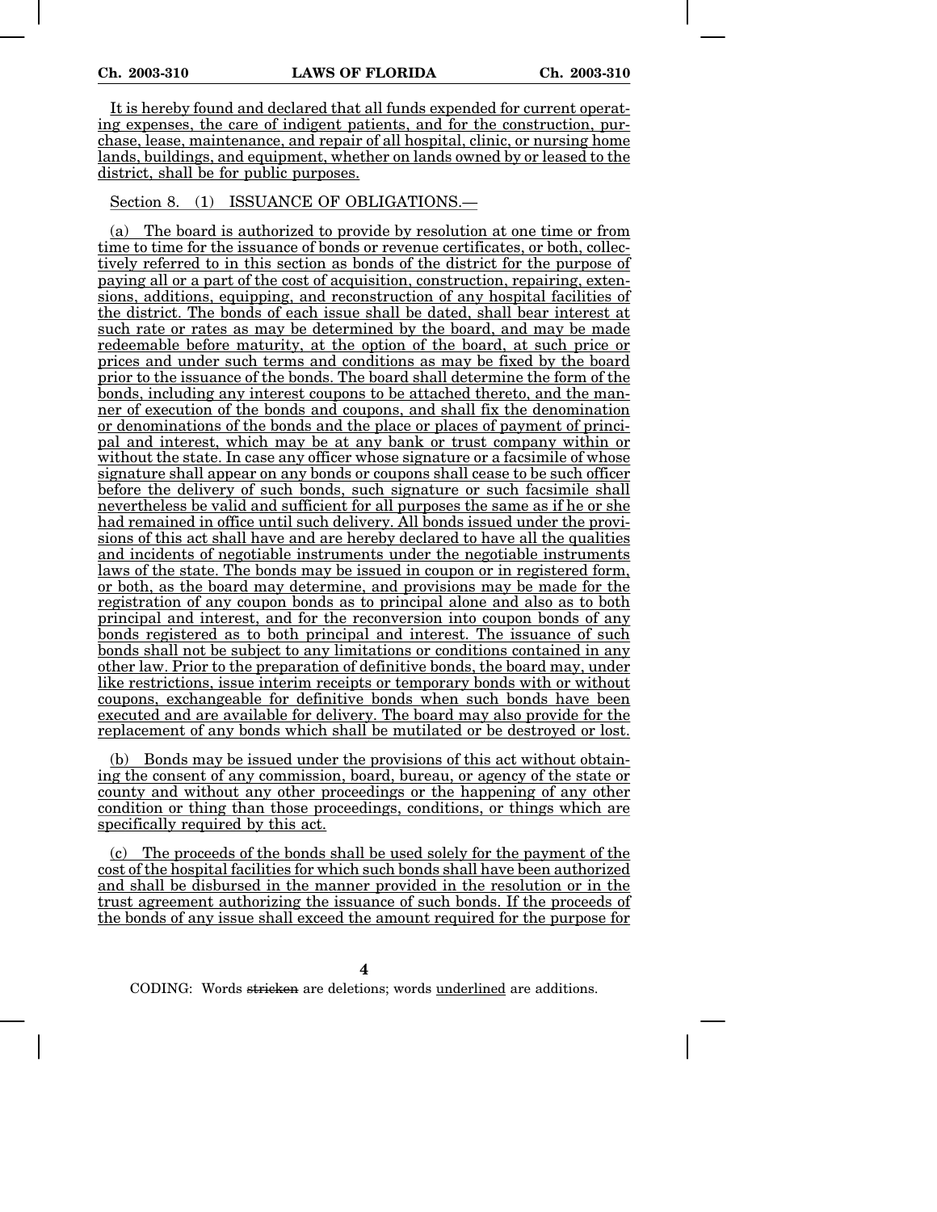It is hereby found and declared that all funds expended for current operating expenses, the care of indigent patients, and for the construction, purchase, lease, maintenance, and repair of all hospital, clinic, or nursing home lands, buildings, and equipment, whether on lands owned by or leased to the district, shall be for public purposes.

Section 8. (1) ISSUANCE OF OBLIGATIONS.—

(a) The board is authorized to provide by resolution at one time or from time to time for the issuance of bonds or revenue certificates, or both, collectively referred to in this section as bonds of the district for the purpose of paying all or a part of the cost of acquisition, construction, repairing, extensions, additions, equipping, and reconstruction of any hospital facilities of the district. The bonds of each issue shall be dated, shall bear interest at such rate or rates as may be determined by the board, and may be made redeemable before maturity, at the option of the board, at such price or prices and under such terms and conditions as may be fixed by the board prior to the issuance of the bonds. The board shall determine the form of the bonds, including any interest coupons to be attached thereto, and the manner of execution of the bonds and coupons, and shall fix the denomination or denominations of the bonds and the place or places of payment of principal and interest, which may be at any bank or trust company within or without the state. In case any officer whose signature or a facsimile of whose signature shall appear on any bonds or coupons shall cease to be such officer before the delivery of such bonds, such signature or such facsimile shall nevertheless be valid and sufficient for all purposes the same as if he or she had remained in office until such delivery. All bonds issued under the provisions of this act shall have and are hereby declared to have all the qualities and incidents of negotiable instruments under the negotiable instruments laws of the state. The bonds may be issued in coupon or in registered form, or both, as the board may determine, and provisions may be made for the registration of any coupon bonds as to principal alone and also as to both principal and interest, and for the reconversion into coupon bonds of any bonds registered as to both principal and interest. The issuance of such bonds shall not be subject to any limitations or conditions contained in any other law. Prior to the preparation of definitive bonds, the board may, under like restrictions, issue interim receipts or temporary bonds with or without coupons, exchangeable for definitive bonds when such bonds have been executed and are available for delivery. The board may also provide for the replacement of any bonds which shall be mutilated or be destroyed or lost.

(b) Bonds may be issued under the provisions of this act without obtaining the consent of any commission, board, bureau, or agency of the state or county and without any other proceedings or the happening of any other condition or thing than those proceedings, conditions, or things which are specifically required by this act.

(c) The proceeds of the bonds shall be used solely for the payment of the cost of the hospital facilities for which such bonds shall have been authorized and shall be disbursed in the manner provided in the resolution or in the trust agreement authorizing the issuance of such bonds. If the proceeds of the bonds of any issue shall exceed the amount required for the purpose for

CODING: Words stricken are deletions; words underlined are additions.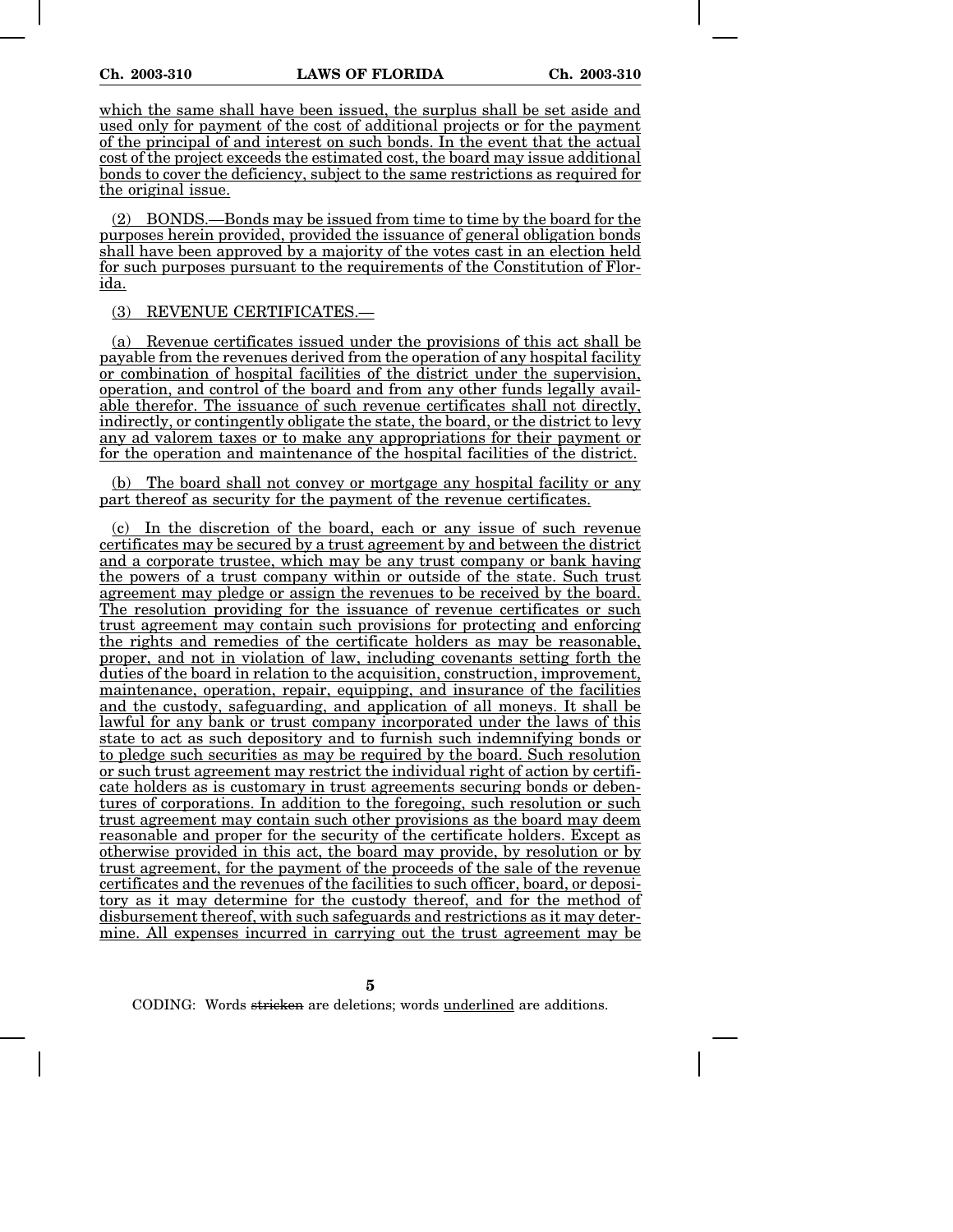which the same shall have been issued, the surplus shall be set aside and used only for payment of the cost of additional projects or for the payment of the principal of and interest on such bonds. In the event that the actual cost of the project exceeds the estimated cost, the board may issue additional bonds to cover the deficiency, subject to the same restrictions as required for the original issue.

(2) BONDS.—Bonds may be issued from time to time by the board for the purposes herein provided, provided the issuance of general obligation bonds shall have been approved by a majority of the votes cast in an election held for such purposes pursuant to the requirements of the Constitution of Florida.

(3) REVENUE CERTIFICATES.—

(a) Revenue certificates issued under the provisions of this act shall be payable from the revenues derived from the operation of any hospital facility or combination of hospital facilities of the district under the supervision, operation, and control of the board and from any other funds legally available therefor. The issuance of such revenue certificates shall not directly, indirectly, or contingently obligate the state, the board, or the district to levy any ad valorem taxes or to make any appropriations for their payment or for the operation and maintenance of the hospital facilities of the district.

(b) The board shall not convey or mortgage any hospital facility or any part thereof as security for the payment of the revenue certificates.

(c) In the discretion of the board, each or any issue of such revenue certificates may be secured by a trust agreement by and between the district and a corporate trustee, which may be any trust company or bank having the powers of a trust company within or outside of the state. Such trust agreement may pledge or assign the revenues to be received by the board. The resolution providing for the issuance of revenue certificates or such trust agreement may contain such provisions for protecting and enforcing the rights and remedies of the certificate holders as may be reasonable, proper, and not in violation of law, including covenants setting forth the duties of the board in relation to the acquisition, construction, improvement, maintenance, operation, repair, equipping, and insurance of the facilities and the custody, safeguarding, and application of all moneys. It shall be lawful for any bank or trust company incorporated under the laws of this state to act as such depository and to furnish such indemnifying bonds or to pledge such securities as may be required by the board. Such resolution or such trust agreement may restrict the individual right of action by certificate holders as is customary in trust agreements securing bonds or debentures of corporations. In addition to the foregoing, such resolution or such trust agreement may contain such other provisions as the board may deem reasonable and proper for the security of the certificate holders. Except as otherwise provided in this act, the board may provide, by resolution or by trust agreement, for the payment of the proceeds of the sale of the revenue certificates and the revenues of the facilities to such officer, board, or depository as it may determine for the custody thereof, and for the method of disbursement thereof, with such safeguards and restrictions as it may determine. All expenses incurred in carrying out the trust agreement may be

CODING: Words ~~stricken~~ are deletions; words underlined are additions.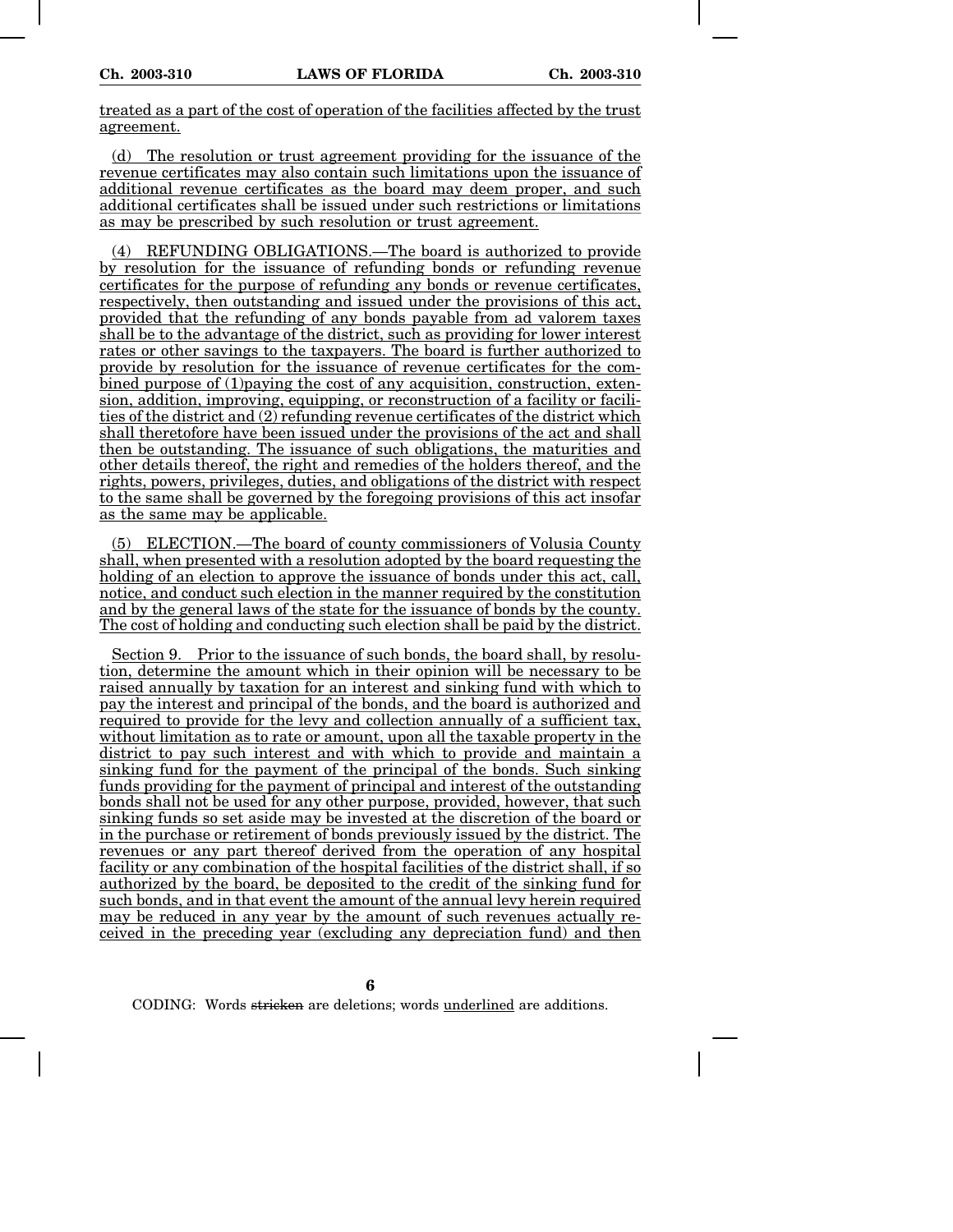treated as a part of the cost of operation of the facilities affected by the trust agreement.

(d) The resolution or trust agreement providing for the issuance of the revenue certificates may also contain such limitations upon the issuance of additional revenue certificates as the board may deem proper, and such additional certificates shall be issued under such restrictions or limitations as may be prescribed by such resolution or trust agreement.

(4) REFUNDING OBLIGATIONS.—The board is authorized to provide by resolution for the issuance of refunding bonds or refunding revenue certificates for the purpose of refunding any bonds or revenue certificates, respectively, then outstanding and issued under the provisions of this act, provided that the refunding of any bonds payable from ad valorem taxes shall be to the advantage of the district, such as providing for lower interest rates or other savings to the taxpayers. The board is further authorized to provide by resolution for the issuance of revenue certificates for the combined purpose of (1)paying the cost of any acquisition, construction, extension, addition, improving, equipping, or reconstruction of a facility or facilities of the district and (2) refunding revenue certificates of the district which shall theretofore have been issued under the provisions of the act and shall then be outstanding. The issuance of such obligations, the maturities and other details thereof, the right and remedies of the holders thereof, and the rights, powers, privileges, duties, and obligations of the district with respect to the same shall be governed by the foregoing provisions of this act insofar as the same may be applicable.

(5) ELECTION.—The board of county commissioners of Volusia County shall, when presented with a resolution adopted by the board requesting the holding of an election to approve the issuance of bonds under this act, call, notice, and conduct such election in the manner required by the constitution and by the general laws of the state for the issuance of bonds by the county. The cost of holding and conducting such election shall be paid by the district.

Section 9. Prior to the issuance of such bonds, the board shall, by resolution, determine the amount which in their opinion will be necessary to be raised annually by taxation for an interest and sinking fund with which to pay the interest and principal of the bonds, and the board is authorized and required to provide for the levy and collection annually of a sufficient tax, without limitation as to rate or amount, upon all the taxable property in the district to pay such interest and with which to provide and maintain a sinking fund for the payment of the principal of the bonds. Such sinking funds providing for the payment of principal and interest of the outstanding bonds shall not be used for any other purpose, provided, however, that such sinking funds so set aside may be invested at the discretion of the board or in the purchase or retirement of bonds previously issued by the district. The revenues or any part thereof derived from the operation of any hospital facility or any combination of the hospital facilities of the district shall, if so authorized by the board, be deposited to the credit of the sinking fund for such bonds, and in that event the amount of the annual levy herein required may be reduced in any year by the amount of such revenues actually received in the preceding year (excluding any depreciation fund) and then

CODING: Words ~~stricken~~ are deletions; words underlined are additions.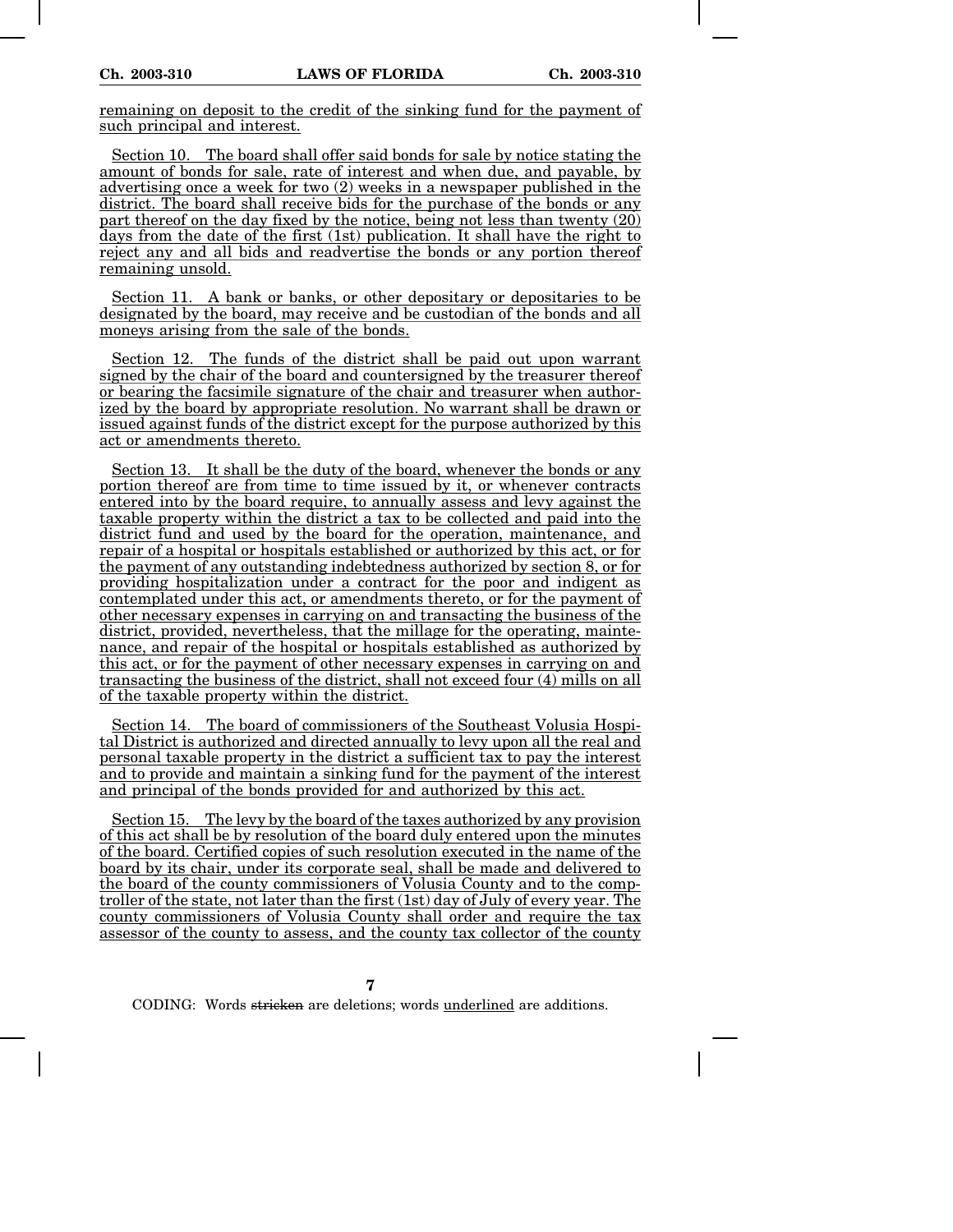remaining on deposit to the credit of the sinking fund for the payment of such principal and interest.

Section 10. The board shall offer said bonds for sale by notice stating the amount of bonds for sale, rate of interest and when due, and payable, by advertising once a week for two (2) weeks in a newspaper published in the district. The board shall receive bids for the purchase of the bonds or any part thereof on the day fixed by the notice, being not less than twenty (20) days from the date of the first (1st) publication. It shall have the right to reject any and all bids and readvertise the bonds or any portion thereof remaining unsold.

Section 11. A bank or banks, or other depositary or depositaries to be designated by the board, may receive and be custodian of the bonds and all moneys arising from the sale of the bonds.

Section 12. The funds of the district shall be paid out upon warrant signed by the chair of the board and countersigned by the treasurer thereof or bearing the facsimile signature of the chair and treasurer when authorized by the board by appropriate resolution. No warrant shall be drawn or issued against funds of the district except for the purpose authorized by this act or amendments thereto.

Section 13. It shall be the duty of the board, whenever the bonds or any portion thereof are from time to time issued by it, or whenever contracts entered into by the board require, to annually assess and levy against the taxable property within the district a tax to be collected and paid into the district fund and used by the board for the operation, maintenance, and repair of a hospital or hospitals established or authorized by this act, or for the payment of any outstanding indebtedness authorized by section 8, or for providing hospitalization under a contract for the poor and indigent as contemplated under this act, or amendments thereto, or for the payment of other necessary expenses in carrying on and transacting the business of the district, provided, nevertheless, that the millage for the operating, maintenance, and repair of the hospital or hospitals established as authorized by this act, or for the payment of other necessary expenses in carrying on and transacting the business of the district, shall not exceed four (4) mills on all of the taxable property within the district.

Section 14. The board of commissioners of the Southeast Volusia Hospital District is authorized and directed annually to levy upon all the real and personal taxable property in the district a sufficient tax to pay the interest and to provide and maintain a sinking fund for the payment of the interest and principal of the bonds provided for and authorized by this act.

Section 15. The levy by the board of the taxes authorized by any provision of this act shall be by resolution of the board duly entered upon the minutes of the board. Certified copies of such resolution executed in the name of the board by its chair, under its corporate seal, shall be made and delivered to the board of the county commissioners of Volusia County and to the comptroller of the state, not later than the first (1st) day of July of every year. The county commissioners of Volusia County shall order and require the tax assessor of the county to assess, and the county tax collector of the county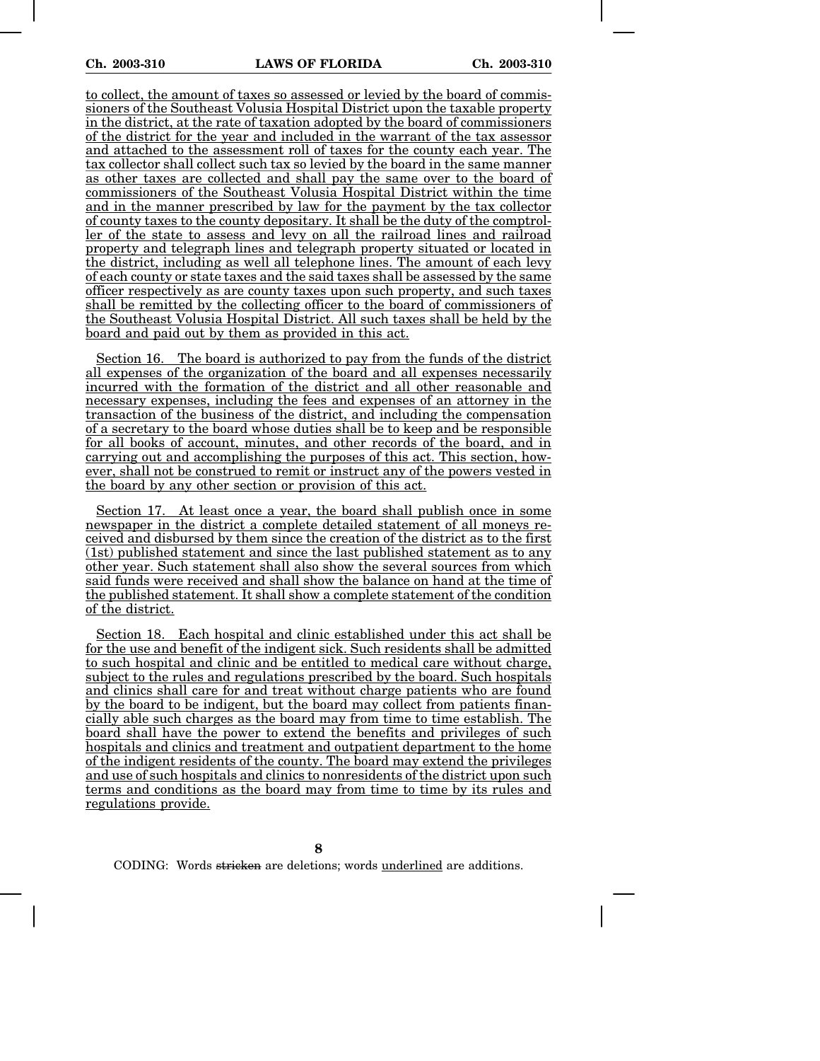to collect, the amount of taxes so assessed or levied by the board of commissioners of the Southeast Volusia Hospital District upon the taxable property in the district, at the rate of taxation adopted by the board of commissioners of the district for the year and included in the warrant of the tax assessor and attached to the assessment roll of taxes for the county each year. The tax collector shall collect such tax so levied by the board in the same manner as other taxes are collected and shall pay the same over to the board of commissioners of the Southeast Volusia Hospital District within the time and in the manner prescribed by law for the payment by the tax collector of county taxes to the county depositary. It shall be the duty of the comptroller of the state to assess and levy on all the railroad lines and railroad property and telegraph lines and telegraph property situated or located in the district, including as well all telephone lines. The amount of each levy of each county or state taxes and the said taxes shall be assessed by the same officer respectively as are county taxes upon such property, and such taxes shall be remitted by the collecting officer to the board of commissioners of the Southeast Volusia Hospital District. All such taxes shall be held by the board and paid out by them as provided in this act.

Section 16. The board is authorized to pay from the funds of the district all expenses of the organization of the board and all expenses necessarily incurred with the formation of the district and all other reasonable and necessary expenses, including the fees and expenses of an attorney in the transaction of the business of the district, and including the compensation of a secretary to the board whose duties shall be to keep and be responsible for all books of account, minutes, and other records of the board, and in carrying out and accomplishing the purposes of this act. This section, however, shall not be construed to remit or instruct any of the powers vested in the board by any other section or provision of this act.

Section 17. At least once a year, the board shall publish once in some newspaper in the district a complete detailed statement of all moneys received and disbursed by them since the creation of the district as to the first (1st) published statement and since the last published statement as to any other year. Such statement shall also show the several sources from which said funds were received and shall show the balance on hand at the time of the published statement. It shall show a complete statement of the condition of the district.

Section 18. Each hospital and clinic established under this act shall be for the use and benefit of the indigent sick. Such residents shall be admitted to such hospital and clinic and be entitled to medical care without charge, subject to the rules and regulations prescribed by the board. Such hospitals and clinics shall care for and treat without charge patients who are found by the board to be indigent, but the board may collect from patients financially able such charges as the board may from time to time establish. The board shall have the power to extend the benefits and privileges of such hospitals and clinics and treatment and outpatient department to the home of the indigent residents of the county. The board may extend the privileges and use of such hospitals and clinics to nonresidents of the district upon such terms and conditions as the board may from time to time by its rules and regulations provide.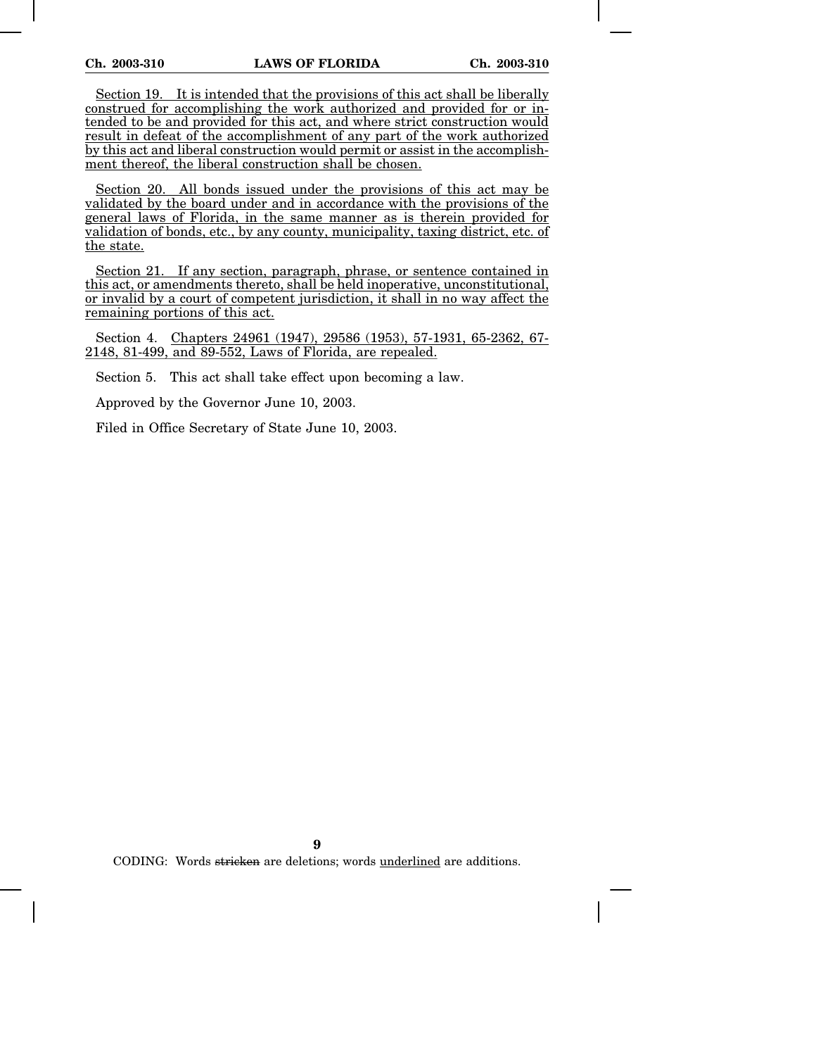Section 19. It is intended that the provisions of this act shall be liberally construed for accomplishing the work authorized and provided for or intended to be and provided for this act, and where strict construction would result in defeat of the accomplishment of any part of the work authorized by this act and liberal construction would permit or assist in the accomplishment thereof, the liberal construction shall be chosen.

Section 20. All bonds issued under the provisions of this act may be validated by the board under and in accordance with the provisions of the general laws of Florida, in the same manner as is therein provided for validation of bonds, etc., by any county, municipality, taxing district, etc. of the state.

Section 21. If any section, paragraph, phrase, or sentence contained in this act, or amendments thereto, shall be held inoperative, unconstitutional, or invalid by a court of competent jurisdiction, it shall in no way affect the remaining portions of this act.

Section 4. Chapters 24961 (1947), 29586 (1953), 57-1931, 65-2362, 67-2148, 81-499, and 89-552, Laws of Florida, are repealed.

Section 5. This act shall take effect upon becoming a law.

Approved by the Governor June 10, 2003.

Filed in Office Secretary of State June 10, 2003.

CODING: Words ~~stricken~~ are deletions; words underlined are additions.